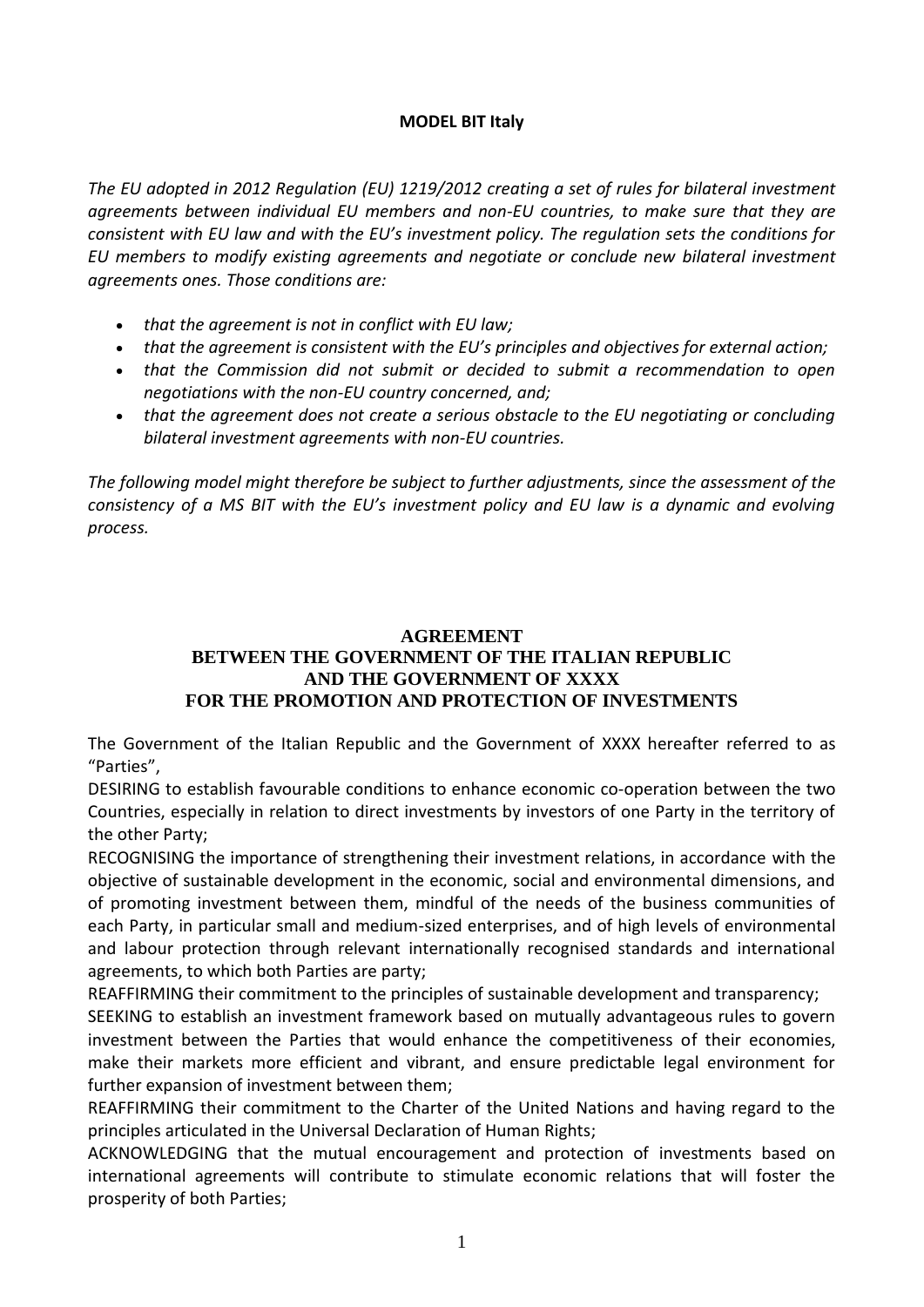**MODEL BIT Italy**

*The EU adopted in 2012 Regulation (EU) 1219/2012 creating a set of rules for bilateral investment agreements between individual EU members and non-EU countries, to make sure that they are consistent with EU law and with the EU's investment policy. The regulation sets the conditions for EU members to modify existing agreements and negotiate or conclude new bilateral investment agreements ones. Those conditions are:*

- *that the agreement is not in conflict with EU law;*
- *that the agreement is consistent with the EU's principles and objectives for external action;*
- *that the Commission did not submit or decided to submit a recommendation to open negotiations with the non-EU country concerned, and;*
- *that the agreement does not create a serious obstacle to the EU negotiating or concluding bilateral investment agreements with non-EU countries.*

*The following model might therefore be subject to further adjustments, since the assessment of the consistency of a MS BIT with the EU's investment policy and EU law is a dynamic and evolving process.*

# AGREEMENT
# BETWEEN THE GOVERNMENT OF THE ITALIAN REPUBLIC AND THE GOVERNMENT OF XXXX FOR THE PROMOTION AND PROTECTION OF INVESTMENTS

The Government of the Italian Republic and the Government of XXXX hereafter referred to as "Parties",

DESIRING to establish favourable conditions to enhance economic co-operation between the two Countries, especially in relation to direct investments by investors of one Party in the territory of the other Party;

RECOGNISING the importance of strengthening their investment relations, in accordance with the objective of sustainable development in the economic, social and environmental dimensions, and of promoting investment between them, mindful of the needs of the business communities of each Party, in particular small and medium-sized enterprises, and of high levels of environmental and labour protection through relevant internationally recognised standards and international agreements, to which both Parties are party;

REAFFIRMING their commitment to the principles of sustainable development and transparency;

SEEKING to establish an investment framework based on mutually advantageous rules to govern investment between the Parties that would enhance the competitiveness of their economies, make their markets more efficient and vibrant, and ensure predictable legal environment for further expansion of investment between them;

REAFFIRMING their commitment to the Charter of the United Nations and having regard to the principles articulated in the Universal Declaration of Human Rights;

ACKNOWLEDGING that the mutual encouragement and protection of investments based on international agreements will contribute to stimulate economic relations that will foster the prosperity of both Parties;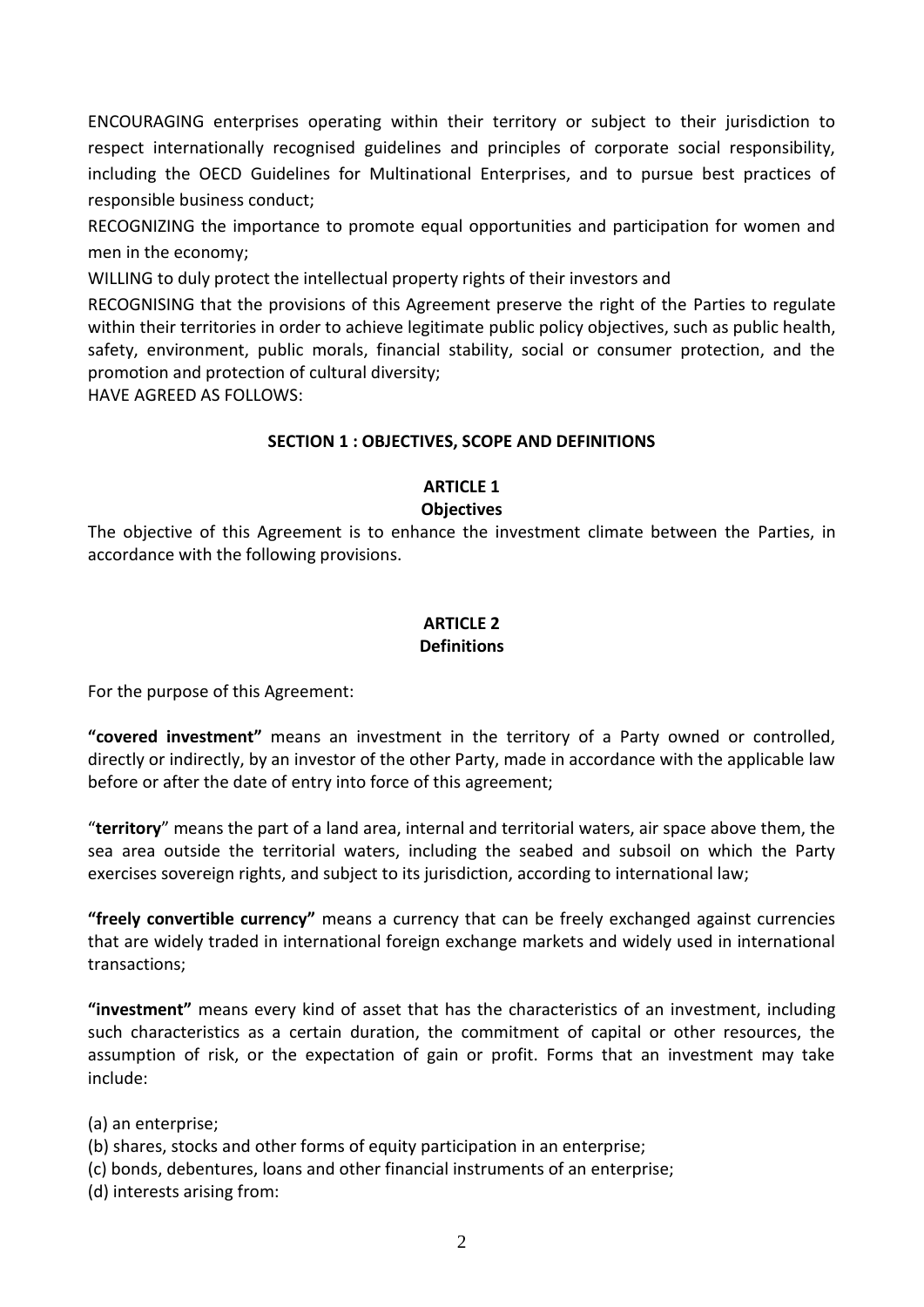ENCOURAGING enterprises operating within their territory or subject to their jurisdiction to respect internationally recognised guidelines and principles of corporate social responsibility, including the OECD Guidelines for Multinational Enterprises, and to pursue best practices of responsible business conduct;

RECOGNIZING the importance to promote equal opportunities and participation for women and men in the economy;

WILLING to duly protect the intellectual property rights of their investors and

RECOGNISING that the provisions of this Agreement preserve the right of the Parties to regulate within their territories in order to achieve legitimate public policy objectives, such as public health, safety, environment, public morals, financial stability, social or consumer protection, and the promotion and protection of cultural diversity;

HAVE AGREED AS FOLLOWS:

## SECTION 1 : OBJECTIVES, SCOPE AND DEFINITIONS

### ARTICLE 1
### Objectives

The objective of this Agreement is to enhance the investment climate between the Parties, in accordance with the following provisions.

### ARTICLE 2
### Definitions

For the purpose of this Agreement:

**"covered investment"** means an investment in the territory of a Party owned or controlled, directly or indirectly, by an investor of the other Party, made in accordance with the applicable law before or after the date of entry into force of this agreement;

"**territory**" means the part of a land area, internal and territorial waters, air space above them, the sea area outside the territorial waters, including the seabed and subsoil on which the Party exercises sovereign rights, and subject to its jurisdiction, according to international law;

**"freely convertible currency"** means a currency that can be freely exchanged against currencies that are widely traded in international foreign exchange markets and widely used in international transactions;

**"investment"** means every kind of asset that has the characteristics of an investment, including such characteristics as a certain duration, the commitment of capital or other resources, the assumption of risk, or the expectation of gain or profit. Forms that an investment may take include:

(a) an enterprise;
(b) shares, stocks and other forms of equity participation in an enterprise;
(c) bonds, debentures, loans and other financial instruments of an enterprise;
(d) interests arising from: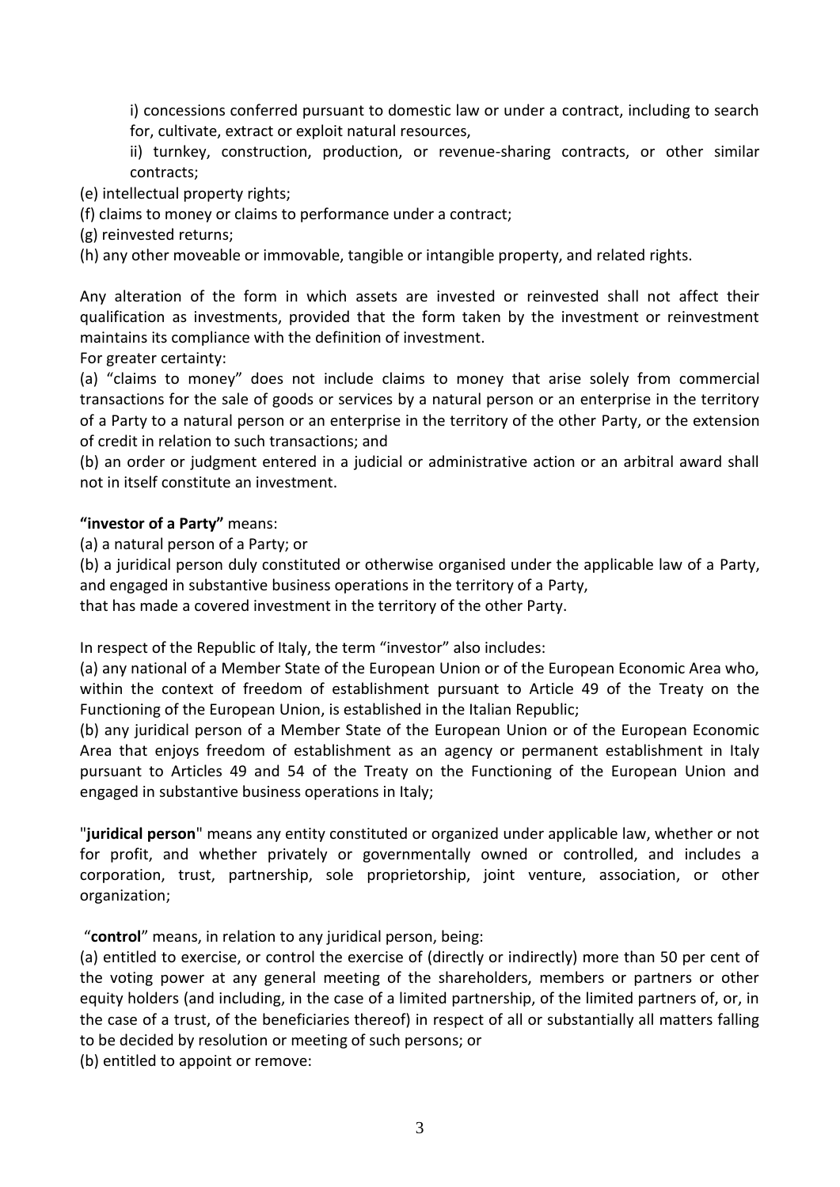i) concessions conferred pursuant to domestic law or under a contract, including to search for, cultivate, extract or exploit natural resources,

ii) turnkey, construction, production, or revenue-sharing contracts, or other similar contracts;

(e) intellectual property rights;

(f) claims to money or claims to performance under a contract;

(g) reinvested returns;

(h) any other moveable or immovable, tangible or intangible property, and related rights.

Any alteration of the form in which assets are invested or reinvested shall not affect their qualification as investments, provided that the form taken by the investment or reinvestment maintains its compliance with the definition of investment.

For greater certainty:

(a) "claims to money" does not include claims to money that arise solely from commercial transactions for the sale of goods or services by a natural person or an enterprise in the territory of a Party to a natural person or an enterprise in the territory of the other Party, or the extension of credit in relation to such transactions; and

(b) an order or judgment entered in a judicial or administrative action or an arbitral award shall not in itself constitute an investment.

**"investor of a Party"** means:

(a) a natural person of a Party; or

(b) a juridical person duly constituted or otherwise organised under the applicable law of a Party, and engaged in substantive business operations in the territory of a Party,

that has made a covered investment in the territory of the other Party.

In respect of the Republic of Italy, the term "investor" also includes:

(a) any national of a Member State of the European Union or of the European Economic Area who, within the context of freedom of establishment pursuant to Article 49 of the Treaty on the Functioning of the European Union, is established in the Italian Republic;

(b) any juridical person of a Member State of the European Union or of the European Economic Area that enjoys freedom of establishment as an agency or permanent establishment in Italy pursuant to Articles 49 and 54 of the Treaty on the Functioning of the European Union and engaged in substantive business operations in Italy;

"**juridical person**" means any entity constituted or organized under applicable law, whether or not for profit, and whether privately or governmentally owned or controlled, and includes a corporation, trust, partnership, sole proprietorship, joint venture, association, or other organization;

"**control**" means, in relation to any juridical person, being:

(a) entitled to exercise, or control the exercise of (directly or indirectly) more than 50 per cent of the voting power at any general meeting of the shareholders, members or partners or other equity holders (and including, in the case of a limited partnership, of the limited partners of, or, in the case of a trust, of the beneficiaries thereof) in respect of all or substantially all matters falling to be decided by resolution or meeting of such persons; or

(b) entitled to appoint or remove: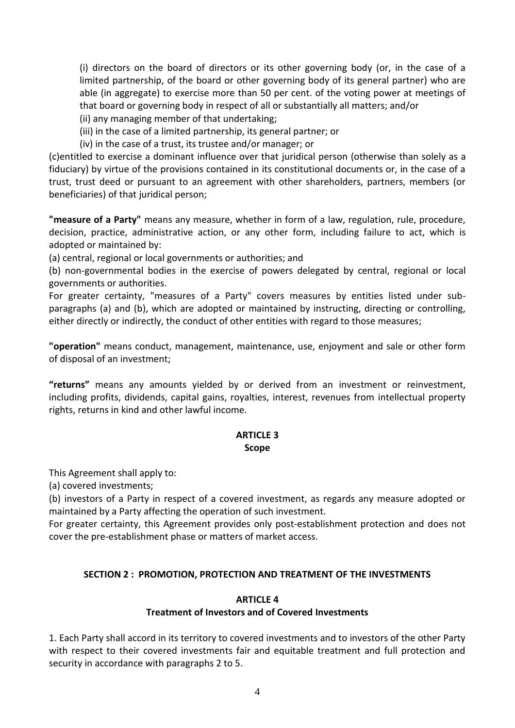(i) directors on the board of directors or its other governing body (or, in the case of a limited partnership, of the board or other governing body of its general partner) who are able (in aggregate) to exercise more than 50 per cent. of the voting power at meetings of that board or governing body in respect of all or substantially all matters; and/or

(ii) any managing member of that undertaking;

(iii) in the case of a limited partnership, its general partner; or

(iv) in the case of a trust, its trustee and/or manager; or

(c)entitled to exercise a dominant influence over that juridical person (otherwise than solely as a fiduciary) by virtue of the provisions contained in its constitutional documents or, in the case of a trust, trust deed or pursuant to an agreement with other shareholders, partners, members (or beneficiaries) of that juridical person;

**"measure of a Party"** means any measure, whether in form of a law, regulation, rule, procedure, decision, practice, administrative action, or any other form, including failure to act, which is adopted or maintained by:

(a) central, regional or local governments or authorities; and

(b) non-governmental bodies in the exercise of powers delegated by central, regional or local governments or authorities.

For greater certainty, "measures of a Party" covers measures by entities listed under sub-paragraphs (a) and (b), which are adopted or maintained by instructing, directing or controlling, either directly or indirectly, the conduct of other entities with regard to those measures;

**"operation"** means conduct, management, maintenance, use, enjoyment and sale or other form of disposal of an investment;

**"returns"** means any amounts yielded by or derived from an investment or reinvestment, including profits, dividends, capital gains, royalties, interest, revenues from intellectual property rights, returns in kind and other lawful income.

## ARTICLE 3
### Scope

This Agreement shall apply to:

(a) covered investments;

(b) investors of a Party in respect of a covered investment, as regards any measure adopted or maintained by a Party affecting the operation of such investment.

For greater certainty, this Agreement provides only post-establishment protection and does not cover the pre-establishment phase or matters of market access.

## SECTION 2 : PROMOTION, PROTECTION AND TREATMENT OF THE INVESTMENTS

## ARTICLE 4
### Treatment of Investors and of Covered Investments

1. Each Party shall accord in its territory to covered investments and to investors of the other Party with respect to their covered investments fair and equitable treatment and full protection and security in accordance with paragraphs 2 to 5.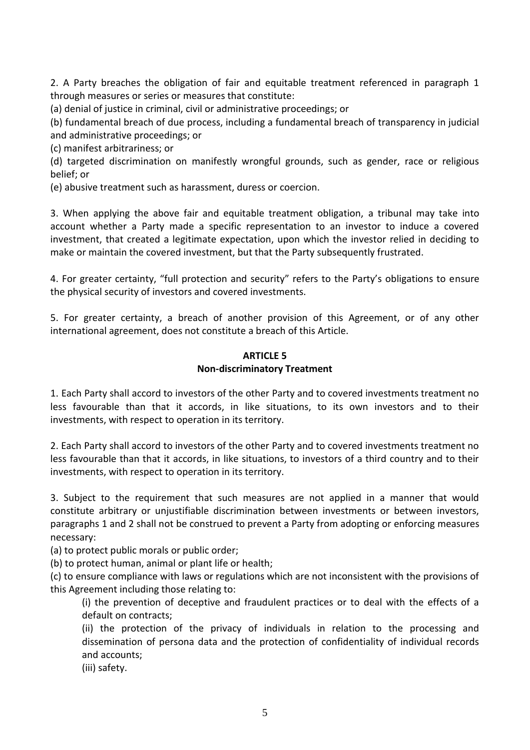2. A Party breaches the obligation of fair and equitable treatment referenced in paragraph 1 through measures or series or measures that constitute:

(a) denial of justice in criminal, civil or administrative proceedings; or

(b) fundamental breach of due process, including a fundamental breach of transparency in judicial and administrative proceedings; or

(c) manifest arbitrariness; or

(d) targeted discrimination on manifestly wrongful grounds, such as gender, race or religious belief; or

(e) abusive treatment such as harassment, duress or coercion.

3. When applying the above fair and equitable treatment obligation, a tribunal may take into account whether a Party made a specific representation to an investor to induce a covered investment, that created a legitimate expectation, upon which the investor relied in deciding to make or maintain the covered investment, but that the Party subsequently frustrated.

4. For greater certainty, "full protection and security" refers to the Party's obligations to ensure the physical security of investors and covered investments.

5. For greater certainty, a breach of another provision of this Agreement, or of any other international agreement, does not constitute a breach of this Article.

## ARTICLE 5
## Non-discriminatory Treatment

1. Each Party shall accord to investors of the other Party and to covered investments treatment no less favourable than that it accords, in like situations, to its own investors and to their investments, with respect to operation in its territory.

2. Each Party shall accord to investors of the other Party and to covered investments treatment no less favourable than that it accords, in like situations, to investors of a third country and to their investments, with respect to operation in its territory.

3. Subject to the requirement that such measures are not applied in a manner that would constitute arbitrary or unjustifiable discrimination between investments or between investors, paragraphs 1 and 2 shall not be construed to prevent a Party from adopting or enforcing measures necessary:

(a) to protect public morals or public order;

(b) to protect human, animal or plant life or health;

(c) to ensure compliance with laws or regulations which are not inconsistent with the provisions of this Agreement including those relating to:

> (i) the prevention of deceptive and fraudulent practices or to deal with the effects of a default on contracts;
>
> (ii) the protection of the privacy of individuals in relation to the processing and dissemination of persona data and the protection of confidentiality of individual records and accounts;
>
> (iii) safety.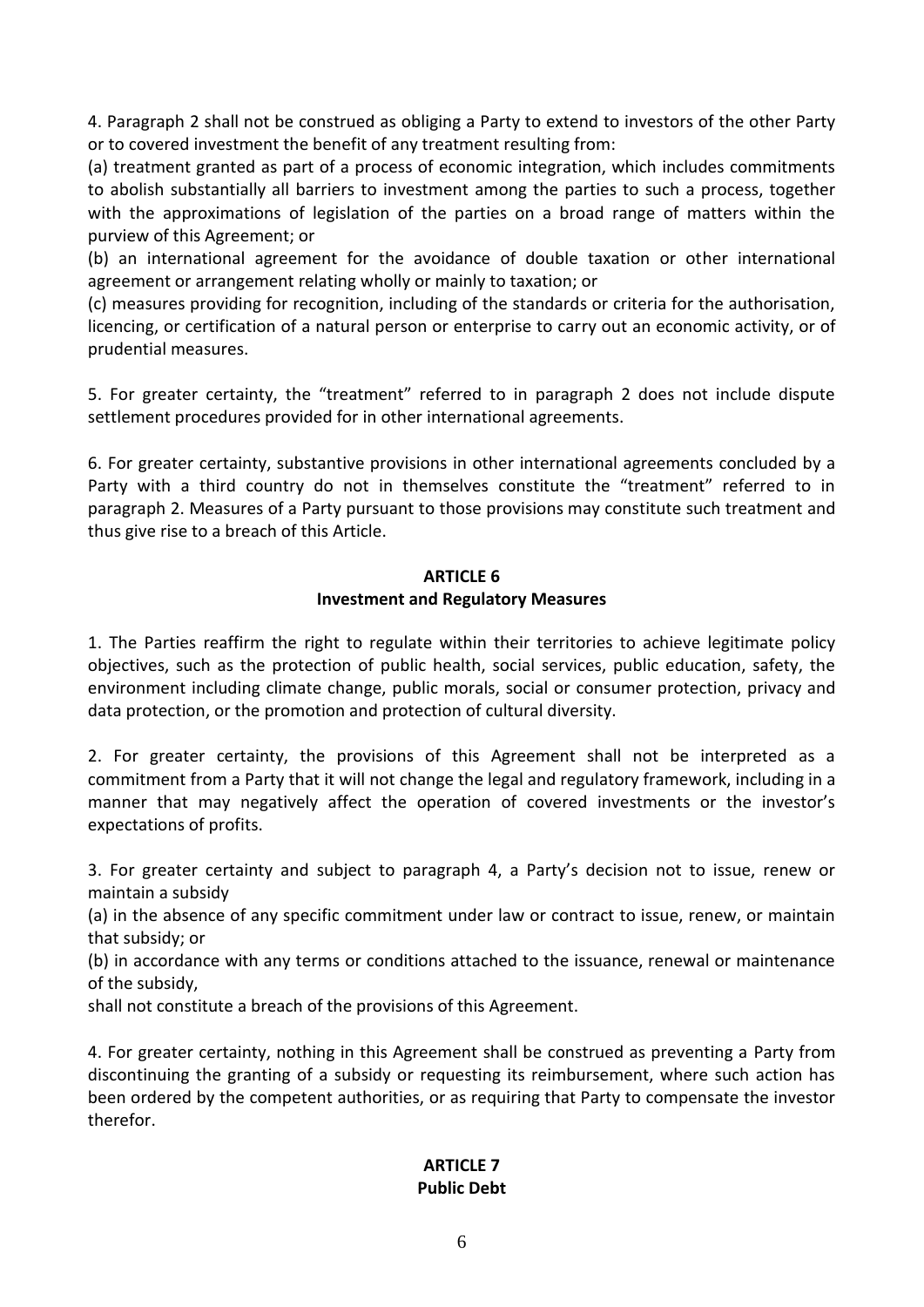4. Paragraph 2 shall not be construed as obliging a Party to extend to investors of the other Party or to covered investment the benefit of any treatment resulting from:
(a) treatment granted as part of a process of economic integration, which includes commitments to abolish substantially all barriers to investment among the parties to such a process, together with the approximations of legislation of the parties on a broad range of matters within the purview of this Agreement; or
(b) an international agreement for the avoidance of double taxation or other international agreement or arrangement relating wholly or mainly to taxation; or
(c) measures providing for recognition, including of the standards or criteria for the authorisation, licencing, or certification of a natural person or enterprise to carry out an economic activity, or of prudential measures.

5. For greater certainty, the "treatment" referred to in paragraph 2 does not include dispute settlement procedures provided for in other international agreements.

6. For greater certainty, substantive provisions in other international agreements concluded by a Party with a third country do not in themselves constitute the "treatment" referred to in paragraph 2. Measures of a Party pursuant to those provisions may constitute such treatment and thus give rise to a breach of this Article.

## ARTICLE 6
## Investment and Regulatory Measures

1. The Parties reaffirm the right to regulate within their territories to achieve legitimate policy objectives, such as the protection of public health, social services, public education, safety, the environment including climate change, public morals, social or consumer protection, privacy and data protection, or the promotion and protection of cultural diversity.

2. For greater certainty, the provisions of this Agreement shall not be interpreted as a commitment from a Party that it will not change the legal and regulatory framework, including in a manner that may negatively affect the operation of covered investments or the investor's expectations of profits.

3. For greater certainty and subject to paragraph 4, a Party's decision not to issue, renew or maintain a subsidy
(a) in the absence of any specific commitment under law or contract to issue, renew, or maintain that subsidy; or
(b) in accordance with any terms or conditions attached to the issuance, renewal or maintenance of the subsidy,
shall not constitute a breach of the provisions of this Agreement.

4. For greater certainty, nothing in this Agreement shall be construed as preventing a Party from discontinuing the granting of a subsidy or requesting its reimbursement, where such action has been ordered by the competent authorities, or as requiring that Party to compensate the investor therefor.

## ARTICLE 7
## Public Debt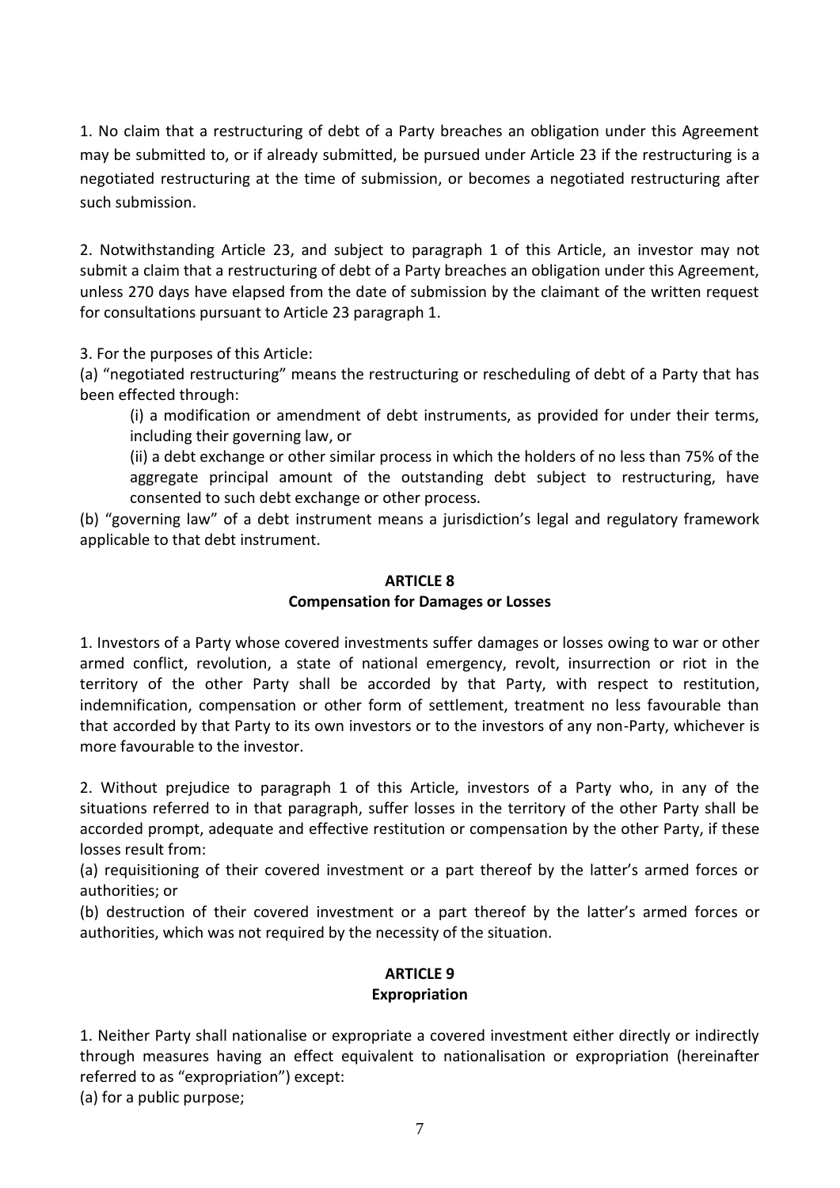1. No claim that a restructuring of debt of a Party breaches an obligation under this Agreement may be submitted to, or if already submitted, be pursued under Article 23 if the restructuring is a negotiated restructuring at the time of submission, or becomes a negotiated restructuring after such submission.

2. Notwithstanding Article 23, and subject to paragraph 1 of this Article, an investor may not submit a claim that a restructuring of debt of a Party breaches an obligation under this Agreement, unless 270 days have elapsed from the date of submission by the claimant of the written request for consultations pursuant to Article 23 paragraph 1.

3. For the purposes of this Article:

(a) "negotiated restructuring" means the restructuring or rescheduling of debt of a Party that has been effected through:

(i) a modification or amendment of debt instruments, as provided for under their terms, including their governing law, or

(ii) a debt exchange or other similar process in which the holders of no less than 75% of the aggregate principal amount of the outstanding debt subject to restructuring, have consented to such debt exchange or other process.

(b) "governing law" of a debt instrument means a jurisdiction's legal and regulatory framework applicable to that debt instrument.

## ARTICLE 8
## Compensation for Damages or Losses

1. Investors of a Party whose covered investments suffer damages or losses owing to war or other armed conflict, revolution, a state of national emergency, revolt, insurrection or riot in the territory of the other Party shall be accorded by that Party, with respect to restitution, indemnification, compensation or other form of settlement, treatment no less favourable than that accorded by that Party to its own investors or to the investors of any non-Party, whichever is more favourable to the investor.

2. Without prejudice to paragraph 1 of this Article, investors of a Party who, in any of the situations referred to in that paragraph, suffer losses in the territory of the other Party shall be accorded prompt, adequate and effective restitution or compensation by the other Party, if these losses result from:

(a) requisitioning of their covered investment or a part thereof by the latter's armed forces or authorities; or

(b) destruction of their covered investment or a part thereof by the latter's armed forces or authorities, which was not required by the necessity of the situation.

## ARTICLE 9
## Expropriation

1. Neither Party shall nationalise or expropriate a covered investment either directly or indirectly through measures having an effect equivalent to nationalisation or expropriation (hereinafter referred to as "expropriation") except:

(a) for a public purpose;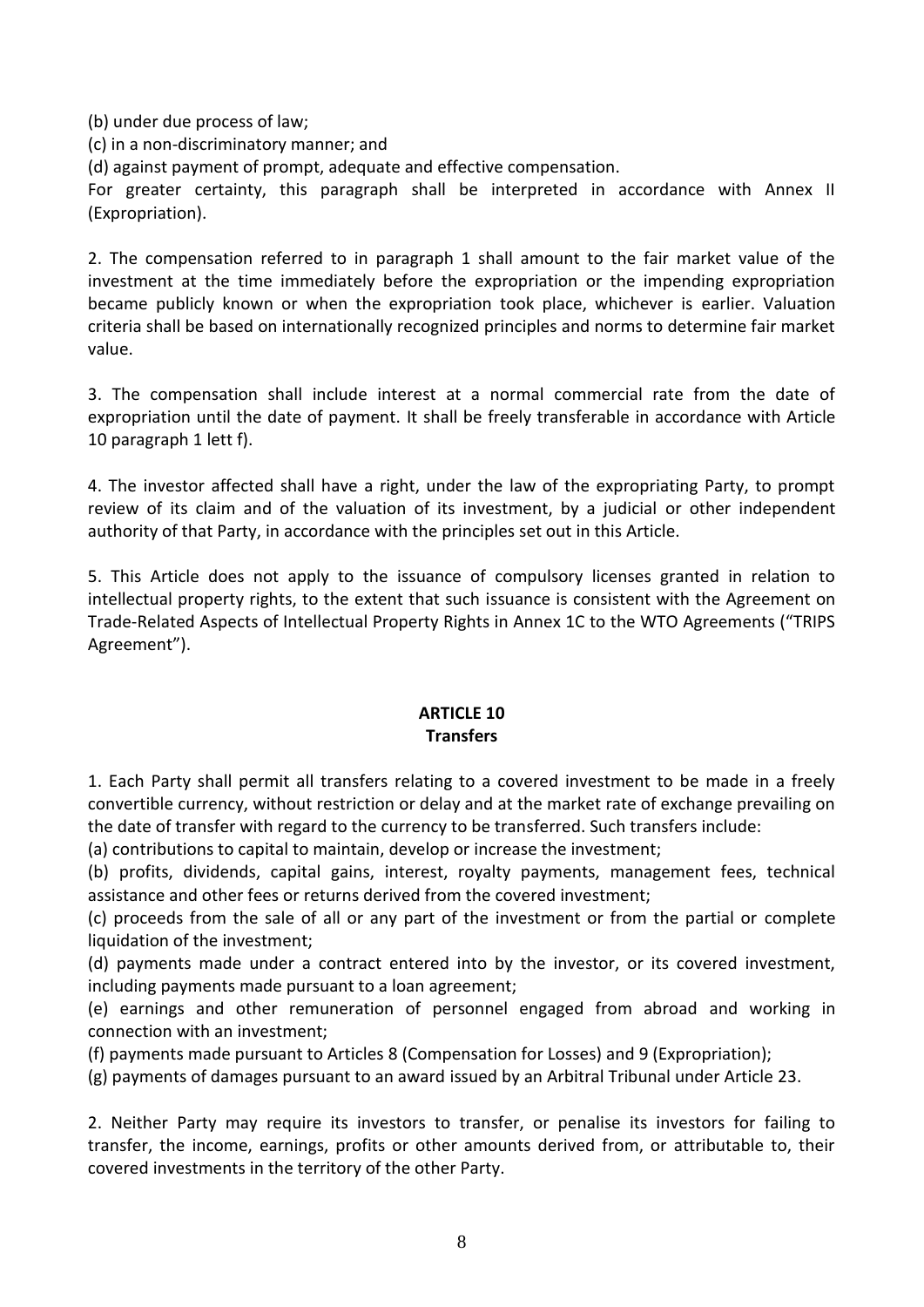(b) under due process of law;

(c) in a non-discriminatory manner; and

(d) against payment of prompt, adequate and effective compensation.

For greater certainty, this paragraph shall be interpreted in accordance with Annex II (Expropriation).

2. The compensation referred to in paragraph 1 shall amount to the fair market value of the investment at the time immediately before the expropriation or the impending expropriation became publicly known or when the expropriation took place, whichever is earlier. Valuation criteria shall be based on internationally recognized principles and norms to determine fair market value.

3. The compensation shall include interest at a normal commercial rate from the date of expropriation until the date of payment. It shall be freely transferable in accordance with Article 10 paragraph 1 lett f).

4. The investor affected shall have a right, under the law of the expropriating Party, to prompt review of its claim and of the valuation of its investment, by a judicial or other independent authority of that Party, in accordance with the principles set out in this Article.

5. This Article does not apply to the issuance of compulsory licenses granted in relation to intellectual property rights, to the extent that such issuance is consistent with the Agreement on Trade-Related Aspects of Intellectual Property Rights in Annex 1C to the WTO Agreements ("TRIPS Agreement").

## ARTICLE 10
## Transfers

1. Each Party shall permit all transfers relating to a covered investment to be made in a freely convertible currency, without restriction or delay and at the market rate of exchange prevailing on the date of transfer with regard to the currency to be transferred. Such transfers include:

(a) contributions to capital to maintain, develop or increase the investment;

(b) profits, dividends, capital gains, interest, royalty payments, management fees, technical assistance and other fees or returns derived from the covered investment;

(c) proceeds from the sale of all or any part of the investment or from the partial or complete liquidation of the investment;

(d) payments made under a contract entered into by the investor, or its covered investment, including payments made pursuant to a loan agreement;

(e) earnings and other remuneration of personnel engaged from abroad and working in connection with an investment;

(f) payments made pursuant to Articles 8 (Compensation for Losses) and 9 (Expropriation);

(g) payments of damages pursuant to an award issued by an Arbitral Tribunal under Article 23.

2. Neither Party may require its investors to transfer, or penalise its investors for failing to transfer, the income, earnings, profits or other amounts derived from, or attributable to, their covered investments in the territory of the other Party.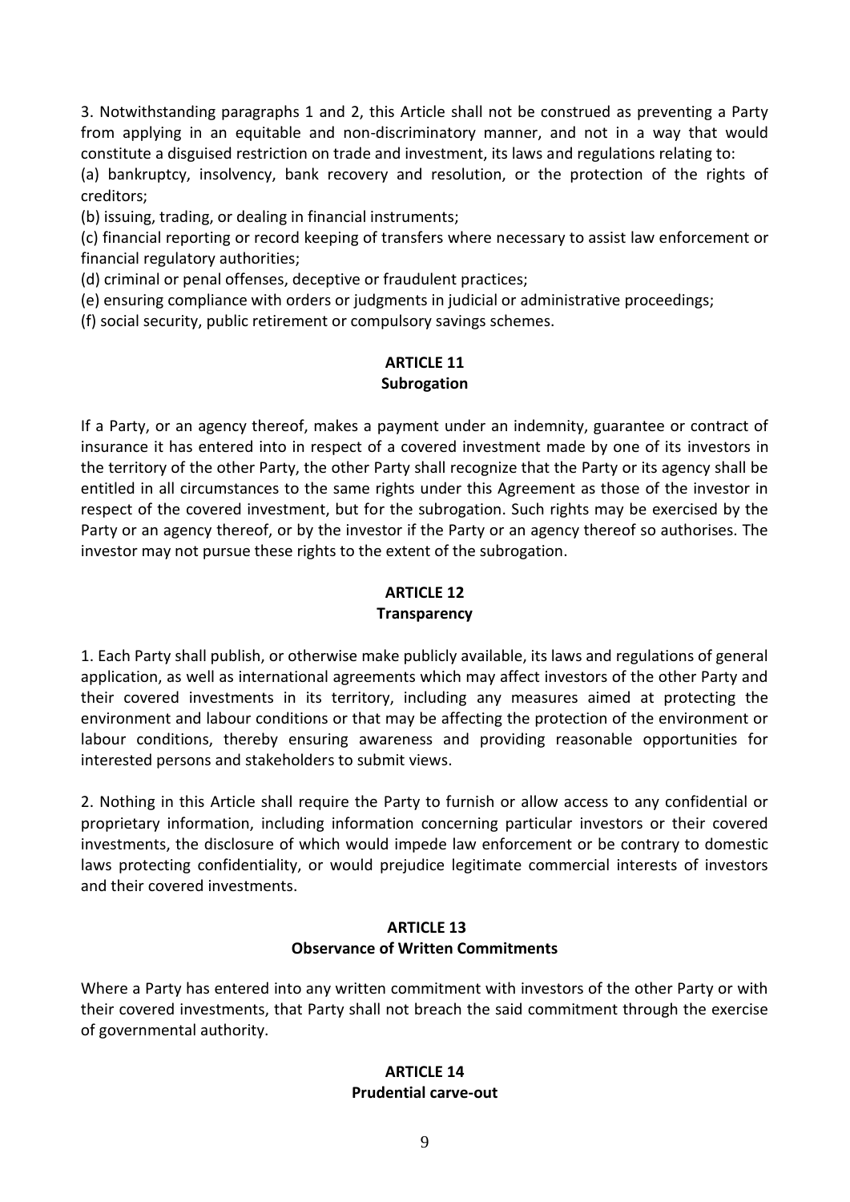3. Notwithstanding paragraphs 1 and 2, this Article shall not be construed as preventing a Party from applying in an equitable and non-discriminatory manner, and not in a way that would constitute a disguised restriction on trade and investment, its laws and regulations relating to:

(a) bankruptcy, insolvency, bank recovery and resolution, or the protection of the rights of creditors;

(b) issuing, trading, or dealing in financial instruments;

(c) financial reporting or record keeping of transfers where necessary to assist law enforcement or financial regulatory authorities;

(d) criminal or penal offenses, deceptive or fraudulent practices;

(e) ensuring compliance with orders or judgments in judicial or administrative proceedings;

(f) social security, public retirement or compulsory savings schemes.

## ARTICLE 11
## Subrogation

If a Party, or an agency thereof, makes a payment under an indemnity, guarantee or contract of insurance it has entered into in respect of a covered investment made by one of its investors in the territory of the other Party, the other Party shall recognize that the Party or its agency shall be entitled in all circumstances to the same rights under this Agreement as those of the investor in respect of the covered investment, but for the subrogation. Such rights may be exercised by the Party or an agency thereof, or by the investor if the Party or an agency thereof so authorises. The investor may not pursue these rights to the extent of the subrogation.

## ARTICLE 12
## Transparency

1. Each Party shall publish, or otherwise make publicly available, its laws and regulations of general application, as well as international agreements which may affect investors of the other Party and their covered investments in its territory, including any measures aimed at protecting the environment and labour conditions or that may be affecting the protection of the environment or labour conditions, thereby ensuring awareness and providing reasonable opportunities for interested persons and stakeholders to submit views.

2. Nothing in this Article shall require the Party to furnish or allow access to any confidential or proprietary information, including information concerning particular investors or their covered investments, the disclosure of which would impede law enforcement or be contrary to domestic laws protecting confidentiality, or would prejudice legitimate commercial interests of investors and their covered investments.

## ARTICLE 13
## Observance of Written Commitments

Where a Party has entered into any written commitment with investors of the other Party or with their covered investments, that Party shall not breach the said commitment through the exercise of governmental authority.

## ARTICLE 14
## Prudential carve-out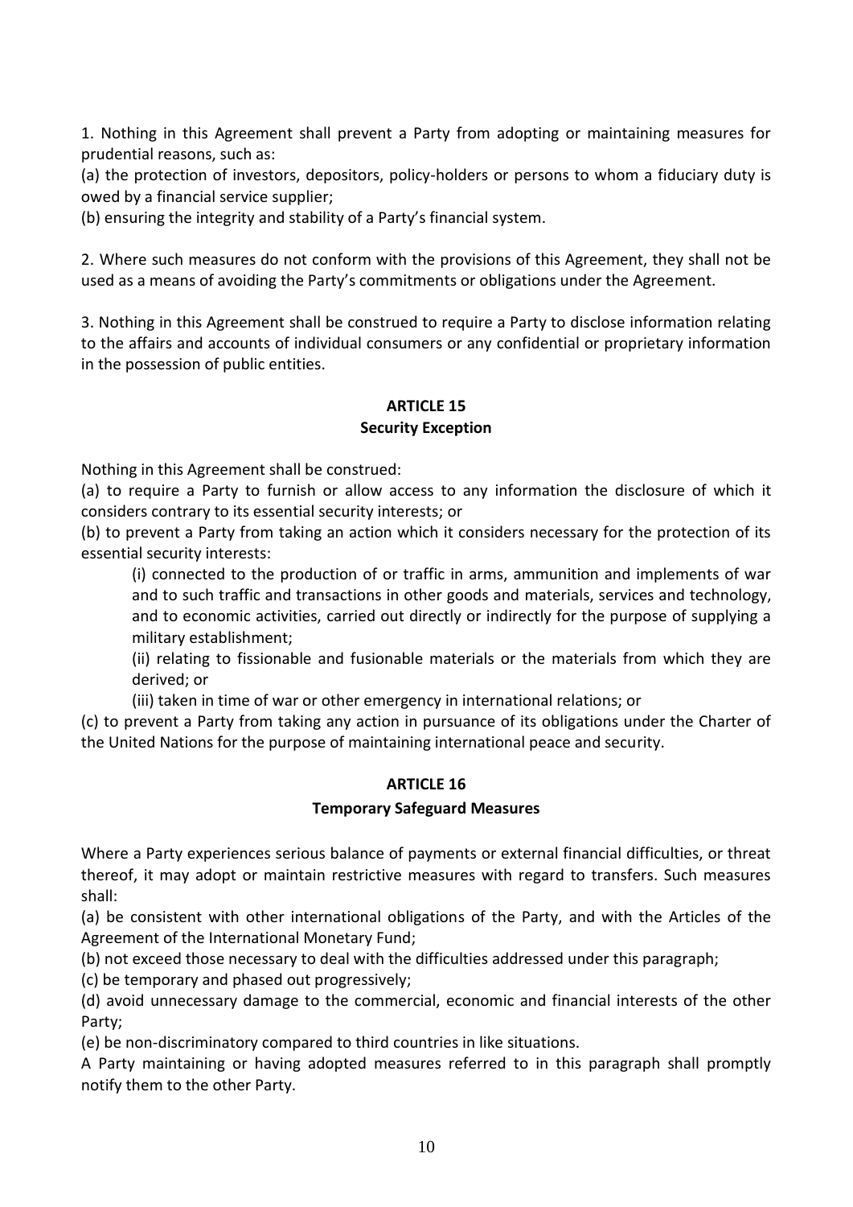1. Nothing in this Agreement shall prevent a Party from adopting or maintaining measures for prudential reasons, such as:

(a) the protection of investors, depositors, policy-holders or persons to whom a fiduciary duty is owed by a financial service supplier;

(b) ensuring the integrity and stability of a Party's financial system.

2. Where such measures do not conform with the provisions of this Agreement, they shall not be used as a means of avoiding the Party's commitments or obligations under the Agreement.

3. Nothing in this Agreement shall be construed to require a Party to disclose information relating to the affairs and accounts of individual consumers or any confidential or proprietary information in the possession of public entities.

## ARTICLE 15
### Security Exception

Nothing in this Agreement shall be construed:

(a) to require a Party to furnish or allow access to any information the disclosure of which it considers contrary to its essential security interests; or

(b) to prevent a Party from taking an action which it considers necessary for the protection of its essential security interests:

> (i) connected to the production of or traffic in arms, ammunition and implements of war and to such traffic and transactions in other goods and materials, services and technology, and to economic activities, carried out directly or indirectly for the purpose of supplying a military establishment;
>
> (ii) relating to fissionable and fusionable materials or the materials from which they are derived; or
>
> (iii) taken in time of war or other emergency in international relations; or

(c) to prevent a Party from taking any action in pursuance of its obligations under the Charter of the United Nations for the purpose of maintaining international peace and security.

## ARTICLE 16
### Temporary Safeguard Measures

Where a Party experiences serious balance of payments or external financial difficulties, or threat thereof, it may adopt or maintain restrictive measures with regard to transfers. Such measures shall:

(a) be consistent with other international obligations of the Party, and with the Articles of the Agreement of the International Monetary Fund;

(b) not exceed those necessary to deal with the difficulties addressed under this paragraph;

(c) be temporary and phased out progressively;

(d) avoid unnecessary damage to the commercial, economic and financial interests of the other Party;

(e) be non-discriminatory compared to third countries in like situations.

A Party maintaining or having adopted measures referred to in this paragraph shall promptly notify them to the other Party.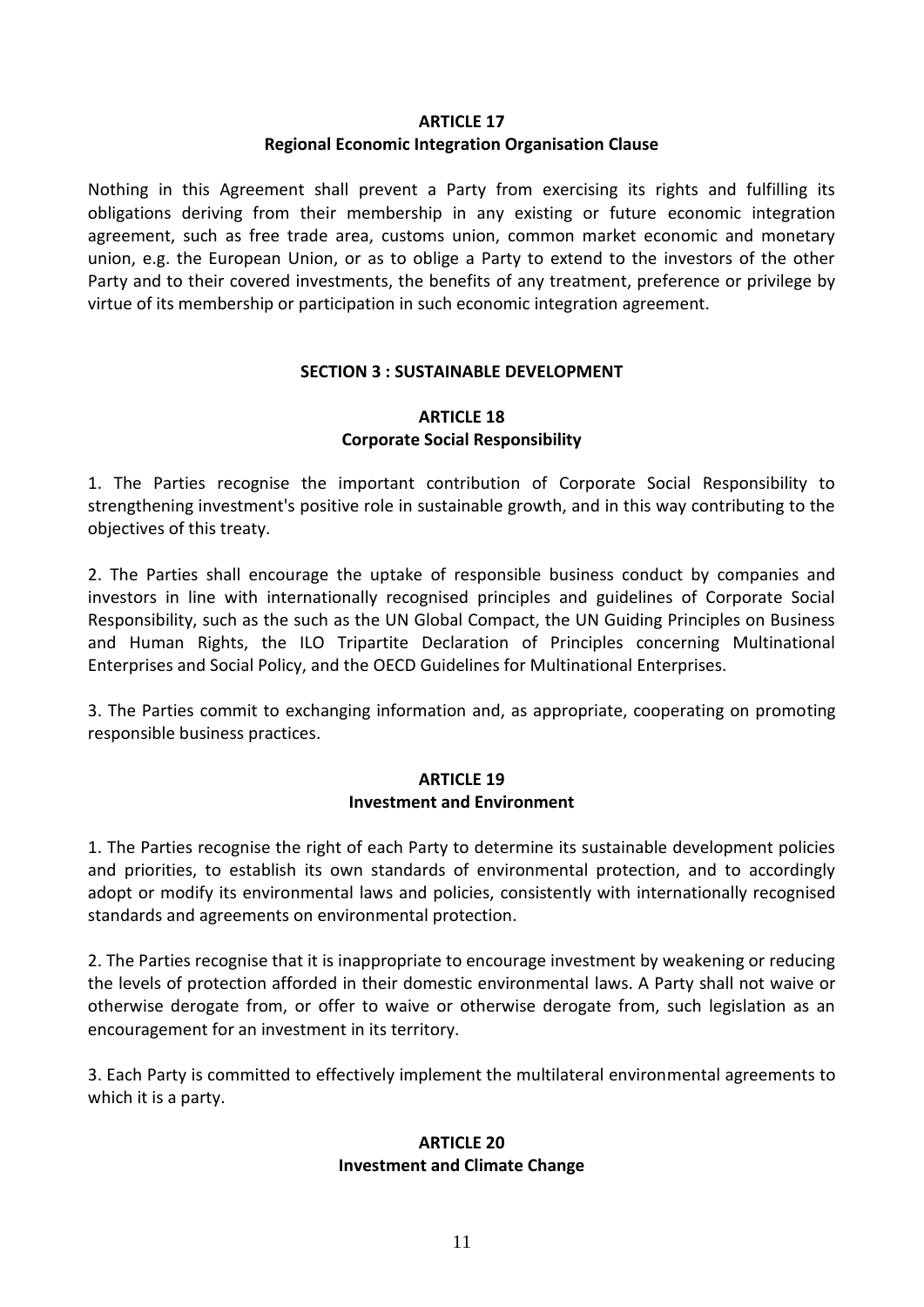## ARTICLE 17
## Regional Economic Integration Organisation Clause

Nothing in this Agreement shall prevent a Party from exercising its rights and fulfilling its obligations deriving from their membership in any existing or future economic integration agreement, such as free trade area, customs union, common market economic and monetary union, e.g. the European Union, or as to oblige a Party to extend to the investors of the other Party and to their covered investments, the benefits of any treatment, preference or privilege by virtue of its membership or participation in such economic integration agreement.

# SECTION 3 : SUSTAINABLE DEVELOPMENT

## ARTICLE 18
## Corporate Social Responsibility

1. The Parties recognise the important contribution of Corporate Social Responsibility to strengthening investment's positive role in sustainable growth, and in this way contributing to the objectives of this treaty.

2. The Parties shall encourage the uptake of responsible business conduct by companies and investors in line with internationally recognised principles and guidelines of Corporate Social Responsibility, such as the such as the UN Global Compact, the UN Guiding Principles on Business and Human Rights, the ILO Tripartite Declaration of Principles concerning Multinational Enterprises and Social Policy, and the OECD Guidelines for Multinational Enterprises.

3. The Parties commit to exchanging information and, as appropriate, cooperating on promoting responsible business practices.

## ARTICLE 19
## Investment and Environment

1. The Parties recognise the right of each Party to determine its sustainable development policies and priorities, to establish its own standards of environmental protection, and to accordingly adopt or modify its environmental laws and policies, consistently with internationally recognised standards and agreements on environmental protection.

2. The Parties recognise that it is inappropriate to encourage investment by weakening or reducing the levels of protection afforded in their domestic environmental laws. A Party shall not waive or otherwise derogate from, or offer to waive or otherwise derogate from, such legislation as an encouragement for an investment in its territory.

3. Each Party is committed to effectively implement the multilateral environmental agreements to which it is a party.

## ARTICLE 20
## Investment and Climate Change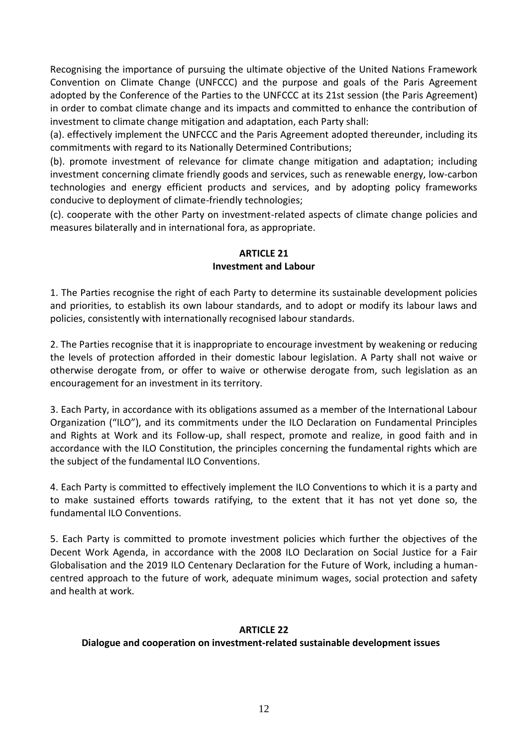Recognising the importance of pursuing the ultimate objective of the United Nations Framework Convention on Climate Change (UNFCCC) and the purpose and goals of the Paris Agreement adopted by the Conference of the Parties to the UNFCCC at its 21st session (the Paris Agreement) in order to combat climate change and its impacts and committed to enhance the contribution of investment to climate change mitigation and adaptation, each Party shall:

(a). effectively implement the UNFCCC and the Paris Agreement adopted thereunder, including its commitments with regard to its Nationally Determined Contributions;

(b). promote investment of relevance for climate change mitigation and adaptation; including investment concerning climate friendly goods and services, such as renewable energy, low-carbon technologies and energy efficient products and services, and by adopting policy frameworks conducive to deployment of climate-friendly technologies;

(c). cooperate with the other Party on investment-related aspects of climate change policies and measures bilaterally and in international fora, as appropriate.

## ARTICLE 21
## Investment and Labour

1. The Parties recognise the right of each Party to determine its sustainable development policies and priorities, to establish its own labour standards, and to adopt or modify its labour laws and policies, consistently with internationally recognised labour standards.

2. The Parties recognise that it is inappropriate to encourage investment by weakening or reducing the levels of protection afforded in their domestic labour legislation. A Party shall not waive or otherwise derogate from, or offer to waive or otherwise derogate from, such legislation as an encouragement for an investment in its territory.

3. Each Party, in accordance with its obligations assumed as a member of the International Labour Organization ("ILO"), and its commitments under the ILO Declaration on Fundamental Principles and Rights at Work and its Follow-up, shall respect, promote and realize, in good faith and in accordance with the ILO Constitution, the principles concerning the fundamental rights which are the subject of the fundamental ILO Conventions.

4. Each Party is committed to effectively implement the ILO Conventions to which it is a party and to make sustained efforts towards ratifying, to the extent that it has not yet done so, the fundamental ILO Conventions.

5. Each Party is committed to promote investment policies which further the objectives of the Decent Work Agenda, in accordance with the 2008 ILO Declaration on Social Justice for a Fair Globalisation and the 2019 ILO Centenary Declaration for the Future of Work, including a human-centred approach to the future of work, adequate minimum wages, social protection and safety and health at work.

## ARTICLE 22
## Dialogue and cooperation on investment-related sustainable development issues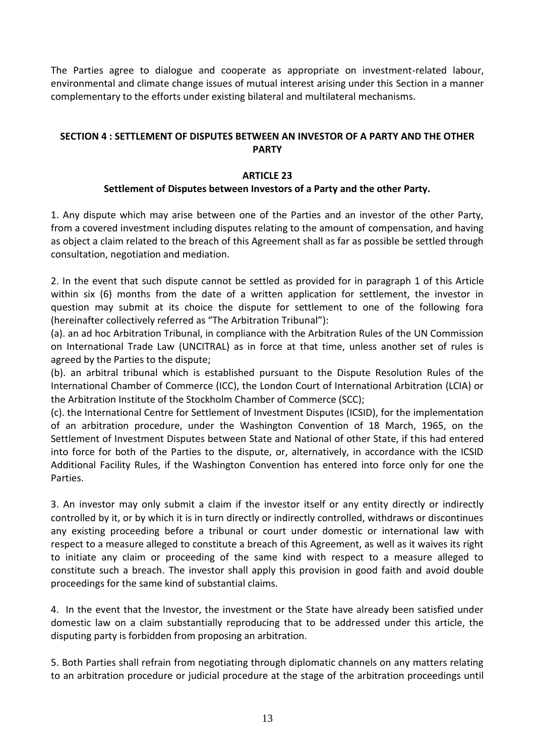The Parties agree to dialogue and cooperate as appropriate on investment-related labour, environmental and climate change issues of mutual interest arising under this Section in a manner complementary to the efforts under existing bilateral and multilateral mechanisms.

## SECTION 4 : SETTLEMENT OF DISPUTES BETWEEN AN INVESTOR OF A PARTY AND THE OTHER PARTY

### ARTICLE 23

### Settlement of Disputes between Investors of a Party and the other Party.

1. Any dispute which may arise between one of the Parties and an investor of the other Party, from a covered investment including disputes relating to the amount of compensation, and having as object a claim related to the breach of this Agreement shall as far as possible be settled through consultation, negotiation and mediation.

2. In the event that such dispute cannot be settled as provided for in paragraph 1 of this Article within six (6) months from the date of a written application for settlement, the investor in question may submit at its choice the dispute for settlement to one of the following fora (hereinafter collectively referred as "The Arbitration Tribunal"):

(a). an ad hoc Arbitration Tribunal, in compliance with the Arbitration Rules of the UN Commission on International Trade Law (UNCITRAL) as in force at that time, unless another set of rules is agreed by the Parties to the dispute;

(b). an arbitral tribunal which is established pursuant to the Dispute Resolution Rules of the International Chamber of Commerce (ICC), the London Court of International Arbitration (LCIA) or the Arbitration Institute of the Stockholm Chamber of Commerce (SCC);

(c). the International Centre for Settlement of Investment Disputes (ICSID), for the implementation of an arbitration procedure, under the Washington Convention of 18 March, 1965, on the Settlement of Investment Disputes between State and National of other State, if this had entered into force for both of the Parties to the dispute, or, alternatively, in accordance with the ICSID Additional Facility Rules, if the Washington Convention has entered into force only for one the Parties.

3. An investor may only submit a claim if the investor itself or any entity directly or indirectly controlled by it, or by which it is in turn directly or indirectly controlled, withdraws or discontinues any existing proceeding before a tribunal or court under domestic or international law with respect to a measure alleged to constitute a breach of this Agreement, as well as it waives its right to initiate any claim or proceeding of the same kind with respect to a measure alleged to constitute such a breach. The investor shall apply this provision in good faith and avoid double proceedings for the same kind of substantial claims.

4. In the event that the Investor, the investment or the State have already been satisfied under domestic law on a claim substantially reproducing that to be addressed under this article, the disputing party is forbidden from proposing an arbitration.

5. Both Parties shall refrain from negotiating through diplomatic channels on any matters relating to an arbitration procedure or judicial procedure at the stage of the arbitration proceedings until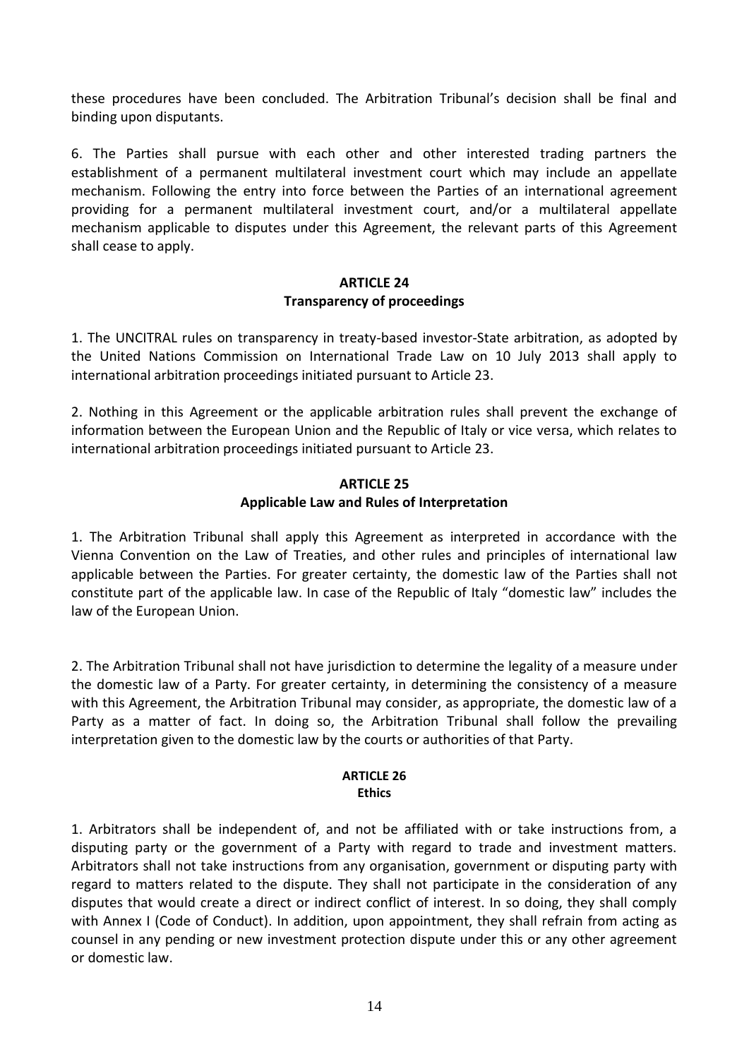these procedures have been concluded. The Arbitration Tribunal's decision shall be final and binding upon disputants.

6. The Parties shall pursue with each other and other interested trading partners the establishment of a permanent multilateral investment court which may include an appellate mechanism. Following the entry into force between the Parties of an international agreement providing for a permanent multilateral investment court, and/or a multilateral appellate mechanism applicable to disputes under this Agreement, the relevant parts of this Agreement shall cease to apply.

## ARTICLE 24
## Transparency of proceedings

1. The UNCITRAL rules on transparency in treaty-based investor-State arbitration, as adopted by the United Nations Commission on International Trade Law on 10 July 2013 shall apply to international arbitration proceedings initiated pursuant to Article 23.

2. Nothing in this Agreement or the applicable arbitration rules shall prevent the exchange of information between the European Union and the Republic of Italy or vice versa, which relates to international arbitration proceedings initiated pursuant to Article 23.

## ARTICLE 25
## Applicable Law and Rules of Interpretation

1. The Arbitration Tribunal shall apply this Agreement as interpreted in accordance with the Vienna Convention on the Law of Treaties, and other rules and principles of international law applicable between the Parties. For greater certainty, the domestic law of the Parties shall not constitute part of the applicable law. In case of the Republic of Italy "domestic law" includes the law of the European Union.

2. The Arbitration Tribunal shall not have jurisdiction to determine the legality of a measure under the domestic law of a Party. For greater certainty, in determining the consistency of a measure with this Agreement, the Arbitration Tribunal may consider, as appropriate, the domestic law of a Party as a matter of fact. In doing so, the Arbitration Tribunal shall follow the prevailing interpretation given to the domestic law by the courts or authorities of that Party.

## ARTICLE 26
## Ethics

1. Arbitrators shall be independent of, and not be affiliated with or take instructions from, a disputing party or the government of a Party with regard to trade and investment matters. Arbitrators shall not take instructions from any organisation, government or disputing party with regard to matters related to the dispute. They shall not participate in the consideration of any disputes that would create a direct or indirect conflict of interest. In so doing, they shall comply with Annex I (Code of Conduct). In addition, upon appointment, they shall refrain from acting as counsel in any pending or new investment protection dispute under this or any other agreement or domestic law.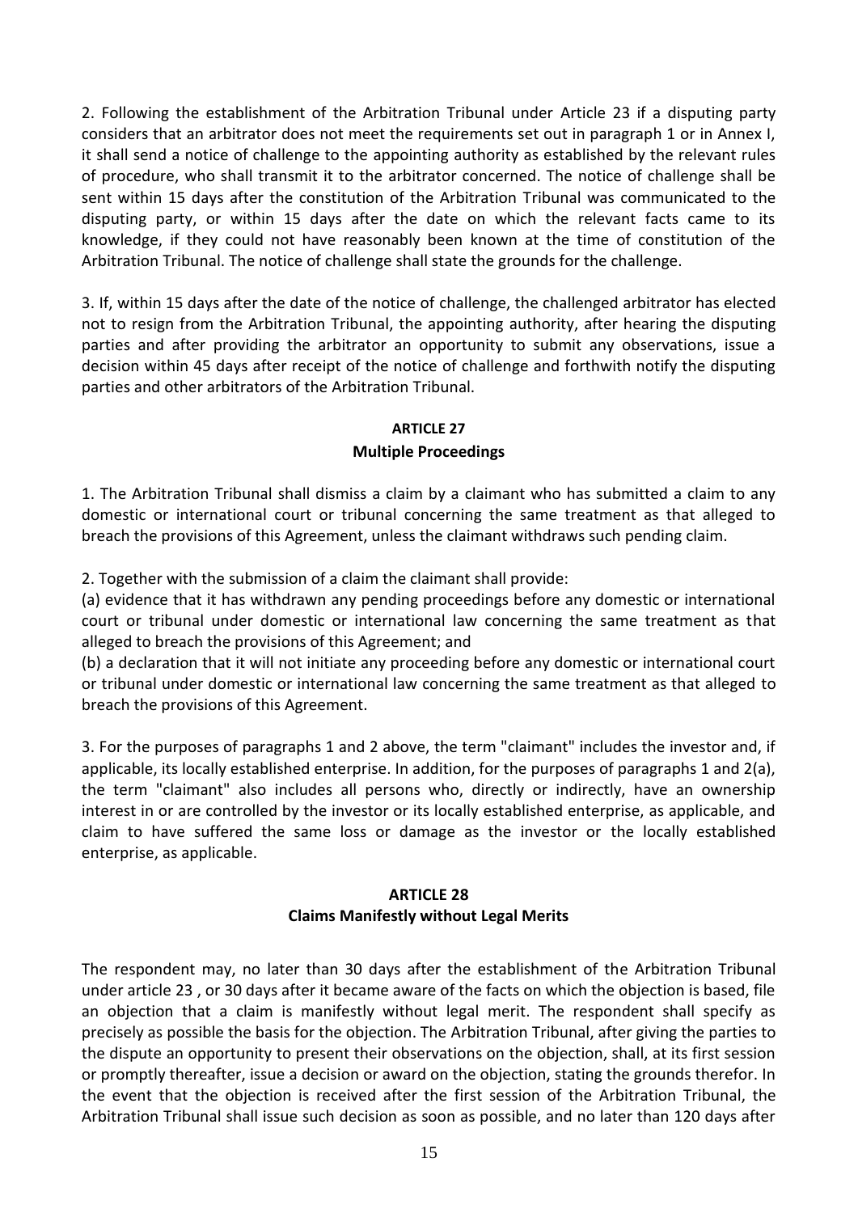2. Following the establishment of the Arbitration Tribunal under Article 23 if a disputing party considers that an arbitrator does not meet the requirements set out in paragraph 1 or in Annex I, it shall send a notice of challenge to the appointing authority as established by the relevant rules of procedure, who shall transmit it to the arbitrator concerned. The notice of challenge shall be sent within 15 days after the constitution of the Arbitration Tribunal was communicated to the disputing party, or within 15 days after the date on which the relevant facts came to its knowledge, if they could not have reasonably been known at the time of constitution of the Arbitration Tribunal. The notice of challenge shall state the grounds for the challenge.

3. If, within 15 days after the date of the notice of challenge, the challenged arbitrator has elected not to resign from the Arbitration Tribunal, the appointing authority, after hearing the disputing parties and after providing the arbitrator an opportunity to submit any observations, issue a decision within 45 days after receipt of the notice of challenge and forthwith notify the disputing parties and other arbitrators of the Arbitration Tribunal.

## ARTICLE 27
## Multiple Proceedings

1. The Arbitration Tribunal shall dismiss a claim by a claimant who has submitted a claim to any domestic or international court or tribunal concerning the same treatment as that alleged to breach the provisions of this Agreement, unless the claimant withdraws such pending claim.

2. Together with the submission of a claim the claimant shall provide:

(a) evidence that it has withdrawn any pending proceedings before any domestic or international court or tribunal under domestic or international law concerning the same treatment as that alleged to breach the provisions of this Agreement; and

(b) a declaration that it will not initiate any proceeding before any domestic or international court or tribunal under domestic or international law concerning the same treatment as that alleged to breach the provisions of this Agreement.

3. For the purposes of paragraphs 1 and 2 above, the term "claimant" includes the investor and, if applicable, its locally established enterprise. In addition, for the purposes of paragraphs 1 and 2(a), the term "claimant" also includes all persons who, directly or indirectly, have an ownership interest in or are controlled by the investor or its locally established enterprise, as applicable, and claim to have suffered the same loss or damage as the investor or the locally established enterprise, as applicable.

## ARTICLE 28
## Claims Manifestly without Legal Merits

The respondent may, no later than 30 days after the establishment of the Arbitration Tribunal under article 23 , or 30 days after it became aware of the facts on which the objection is based, file an objection that a claim is manifestly without legal merit. The respondent shall specify as precisely as possible the basis for the objection. The Arbitration Tribunal, after giving the parties to the dispute an opportunity to present their observations on the objection, shall, at its first session or promptly thereafter, issue a decision or award on the objection, stating the grounds therefor. In the event that the objection is received after the first session of the Arbitration Tribunal, the Arbitration Tribunal shall issue such decision as soon as possible, and no later than 120 days after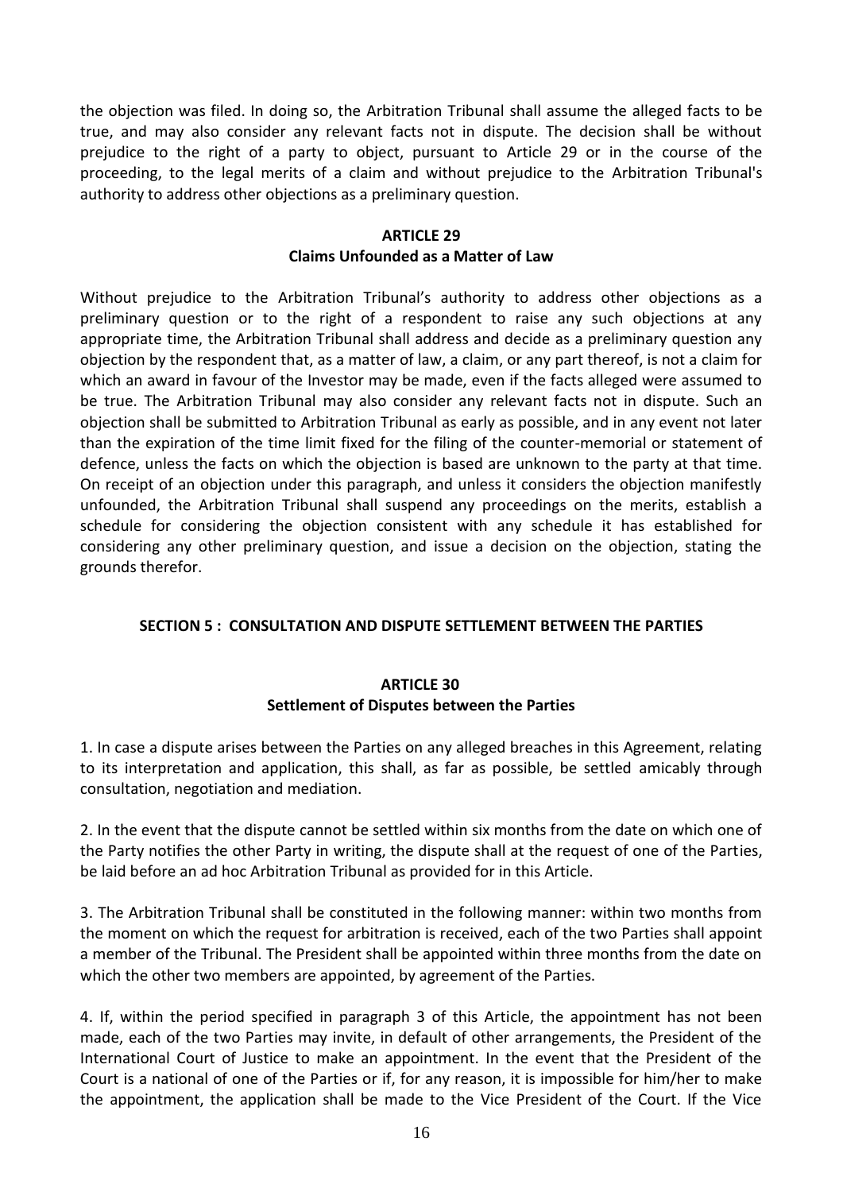the objection was filed. In doing so, the Arbitration Tribunal shall assume the alleged facts to be true, and may also consider any relevant facts not in dispute. The decision shall be without prejudice to the right of a party to object, pursuant to Article 29 or in the course of the proceeding, to the legal merits of a claim and without prejudice to the Arbitration Tribunal's authority to address other objections as a preliminary question.

### ARTICLE 29
### Claims Unfounded as a Matter of Law

Without prejudice to the Arbitration Tribunal's authority to address other objections as a preliminary question or to the right of a respondent to raise any such objections at any appropriate time, the Arbitration Tribunal shall address and decide as a preliminary question any objection by the respondent that, as a matter of law, a claim, or any part thereof, is not a claim for which an award in favour of the Investor may be made, even if the facts alleged were assumed to be true. The Arbitration Tribunal may also consider any relevant facts not in dispute. Such an objection shall be submitted to Arbitration Tribunal as early as possible, and in any event not later than the expiration of the time limit fixed for the filing of the counter-memorial or statement of defence, unless the facts on which the objection is based are unknown to the party at that time. On receipt of an objection under this paragraph, and unless it considers the objection manifestly unfounded, the Arbitration Tribunal shall suspend any proceedings on the merits, establish a schedule for considering the objection consistent with any schedule it has established for considering any other preliminary question, and issue a decision on the objection, stating the grounds therefor.

## SECTION 5 : CONSULTATION AND DISPUTE SETTLEMENT BETWEEN THE PARTIES

### ARTICLE 30
### Settlement of Disputes between the Parties

1. In case a dispute arises between the Parties on any alleged breaches in this Agreement, relating to its interpretation and application, this shall, as far as possible, be settled amicably through consultation, negotiation and mediation.

2. In the event that the dispute cannot be settled within six months from the date on which one of the Party notifies the other Party in writing, the dispute shall at the request of one of the Parties, be laid before an ad hoc Arbitration Tribunal as provided for in this Article.

3. The Arbitration Tribunal shall be constituted in the following manner: within two months from the moment on which the request for arbitration is received, each of the two Parties shall appoint a member of the Tribunal. The President shall be appointed within three months from the date on which the other two members are appointed, by agreement of the Parties.

4. If, within the period specified in paragraph 3 of this Article, the appointment has not been made, each of the two Parties may invite, in default of other arrangements, the President of the International Court of Justice to make an appointment. In the event that the President of the Court is a national of one of the Parties or if, for any reason, it is impossible for him/her to make the appointment, the application shall be made to the Vice President of the Court. If the Vice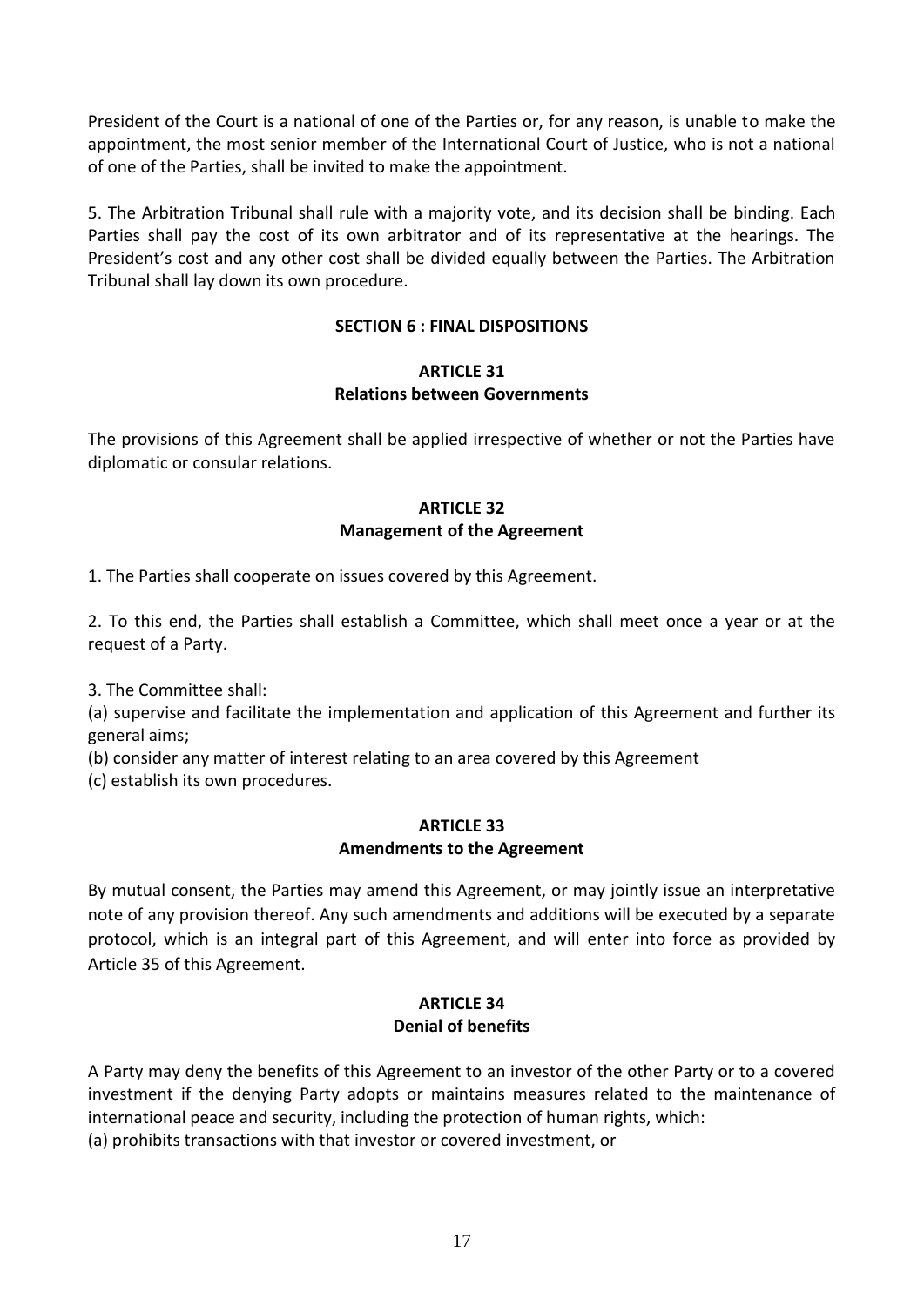President of the Court is a national of one of the Parties or, for any reason, is unable to make the appointment, the most senior member of the International Court of Justice, who is not a national of one of the Parties, shall be invited to make the appointment.

5. The Arbitration Tribunal shall rule with a majority vote, and its decision shall be binding. Each Parties shall pay the cost of its own arbitrator and of its representative at the hearings. The President's cost and any other cost shall be divided equally between the Parties. The Arbitration Tribunal shall lay down its own procedure.

## SECTION 6 : FINAL DISPOSITIONS

### ARTICLE 31
### Relations between Governments

The provisions of this Agreement shall be applied irrespective of whether or not the Parties have diplomatic or consular relations.

### ARTICLE 32
### Management of the Agreement

1. The Parties shall cooperate on issues covered by this Agreement.

2. To this end, the Parties shall establish a Committee, which shall meet once a year or at the request of a Party.

3. The Committee shall:

(a) supervise and facilitate the implementation and application of this Agreement and further its general aims;

(b) consider any matter of interest relating to an area covered by this Agreement

(c) establish its own procedures.

### ARTICLE 33
### Amendments to the Agreement

By mutual consent, the Parties may amend this Agreement, or may jointly issue an interpretative note of any provision thereof. Any such amendments and additions will be executed by a separate protocol, which is an integral part of this Agreement, and will enter into force as provided by Article 35 of this Agreement.

### ARTICLE 34
### Denial of benefits

A Party may deny the benefits of this Agreement to an investor of the other Party or to a covered investment if the denying Party adopts or maintains measures related to the maintenance of international peace and security, including the protection of human rights, which:

(a) prohibits transactions with that investor or covered investment, or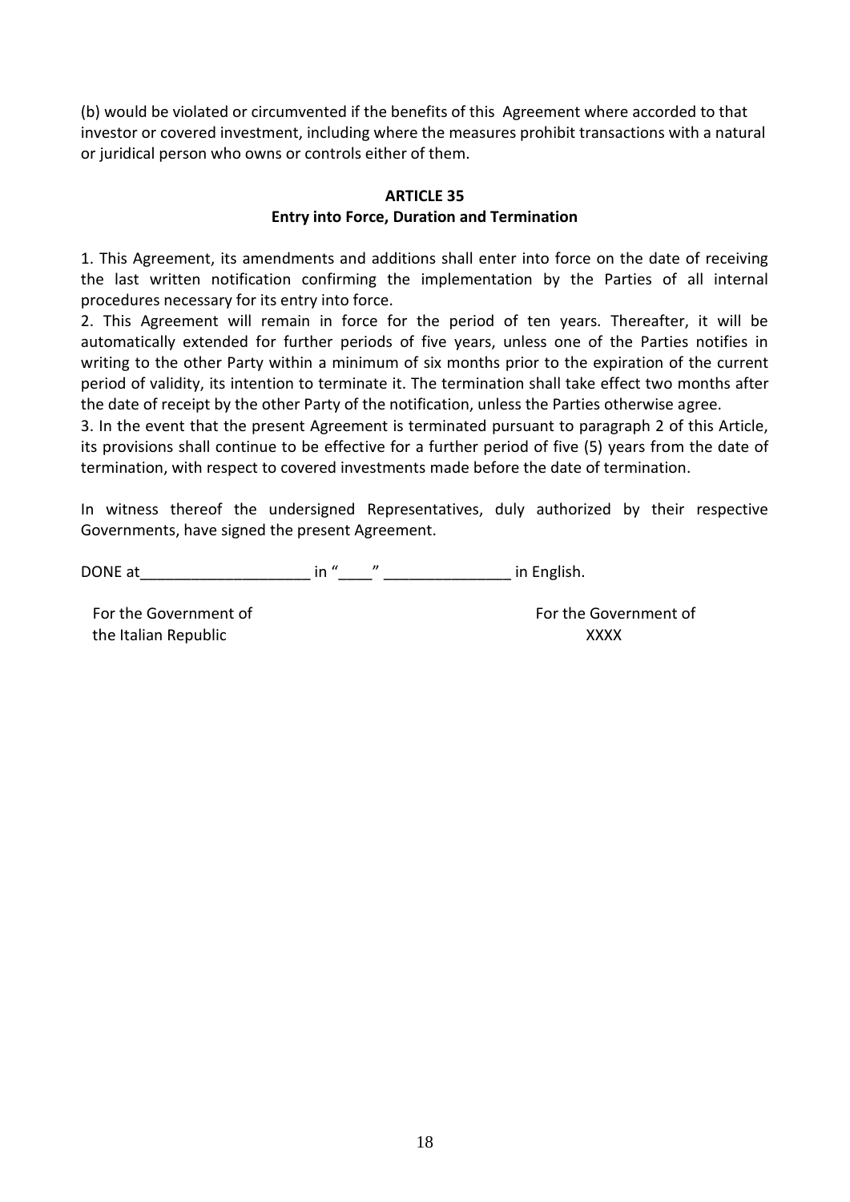(b) would be violated or circumvented if the benefits of this Agreement where accorded to that investor or covered investment, including where the measures prohibit transactions with a natural or juridical person who owns or controls either of them.

**ARTICLE 35**

**Entry into Force, Duration and Termination**

1. This Agreement, its amendments and additions shall enter into force on the date of receiving the last written notification confirming the implementation by the Parties of all internal procedures necessary for its entry into force.
2. This Agreement will remain in force for the period of ten years. Thereafter, it will be automatically extended for further periods of five years, unless one of the Parties notifies in writing to the other Party within a minimum of six months prior to the expiration of the current period of validity, its intention to terminate it. The termination shall take effect two months after the date of receipt by the other Party of the notification, unless the Parties otherwise agree.
3. In the event that the present Agreement is terminated pursuant to paragraph 2 of this Article, its provisions shall continue to be effective for a further period of five (5) years from the date of termination, with respect to covered investments made before the date of termination.

In witness thereof the undersigned Representatives, duly authorized by their respective Governments, have signed the present Agreement.

DONE at____________________ in "____" _______________ in English.

| For the Government of the Italian Republic | For the Government of XXXX |
|---|---|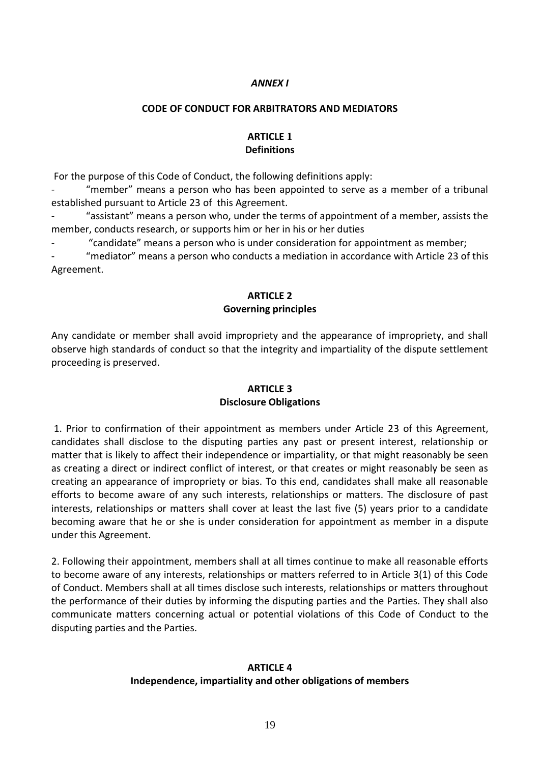*ANNEX I*

## CODE OF CONDUCT FOR ARBITRATORS AND MEDIATORS

### ARTICLE 1
### Definitions

For the purpose of this Code of Conduct, the following definitions apply:

- "member" means a person who has been appointed to serve as a member of a tribunal established pursuant to Article 23 of this Agreement.
- "assistant" means a person who, under the terms of appointment of a member, assists the member, conducts research, or supports him or her in his or her duties
- "candidate" means a person who is under consideration for appointment as member;
- "mediator" means a person who conducts a mediation in accordance with Article 23 of this Agreement.

### ARTICLE 2
### Governing principles

Any candidate or member shall avoid impropriety and the appearance of impropriety, and shall observe high standards of conduct so that the integrity and impartiality of the dispute settlement proceeding is preserved.

### ARTICLE 3
### Disclosure Obligations

1. Prior to confirmation of their appointment as members under Article 23 of this Agreement, candidates shall disclose to the disputing parties any past or present interest, relationship or matter that is likely to affect their independence or impartiality, or that might reasonably be seen as creating a direct or indirect conflict of interest, or that creates or might reasonably be seen as creating an appearance of impropriety or bias. To this end, candidates shall make all reasonable efforts to become aware of any such interests, relationships or matters. The disclosure of past interests, relationships or matters shall cover at least the last five (5) years prior to a candidate becoming aware that he or she is under consideration for appointment as member in a dispute under this Agreement.

2. Following their appointment, members shall at all times continue to make all reasonable efforts to become aware of any interests, relationships or matters referred to in Article 3(1) of this Code of Conduct. Members shall at all times disclose such interests, relationships or matters throughout the performance of their duties by informing the disputing parties and the Parties. They shall also communicate matters concerning actual or potential violations of this Code of Conduct to the disputing parties and the Parties.

### ARTICLE 4
### Independence, impartiality and other obligations of members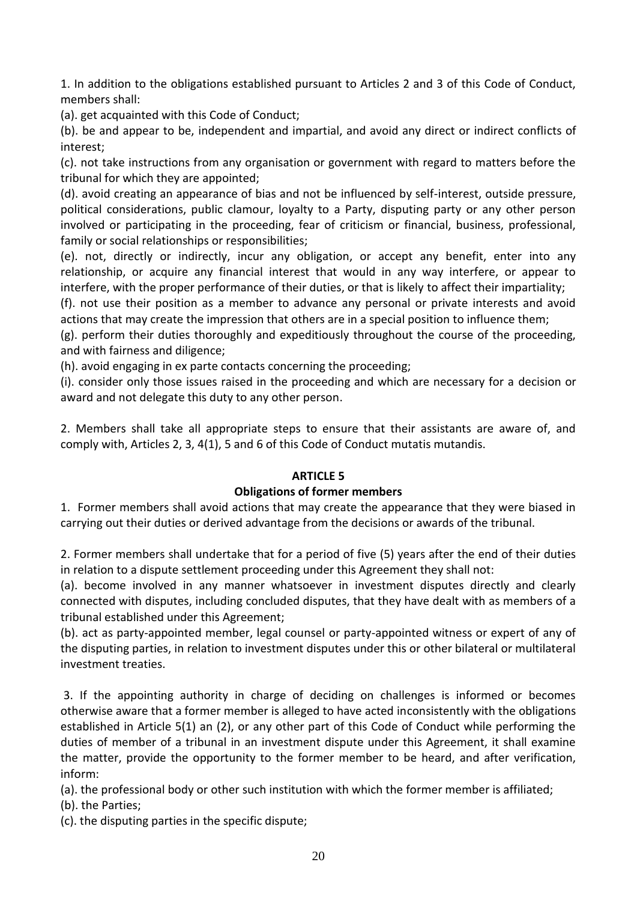1. In addition to the obligations established pursuant to Articles 2 and 3 of this Code of Conduct, members shall:

(a). get acquainted with this Code of Conduct;

(b). be and appear to be, independent and impartial, and avoid any direct or indirect conflicts of interest;

(c). not take instructions from any organisation or government with regard to matters before the tribunal for which they are appointed;

(d). avoid creating an appearance of bias and not be influenced by self-interest, outside pressure, political considerations, public clamour, loyalty to a Party, disputing party or any other person involved or participating in the proceeding, fear of criticism or financial, business, professional, family or social relationships or responsibilities;

(e). not, directly or indirectly, incur any obligation, or accept any benefit, enter into any relationship, or acquire any financial interest that would in any way interfere, or appear to interfere, with the proper performance of their duties, or that is likely to affect their impartiality;

(f). not use their position as a member to advance any personal or private interests and avoid actions that may create the impression that others are in a special position to influence them;

(g). perform their duties thoroughly and expeditiously throughout the course of the proceeding, and with fairness and diligence;

(h). avoid engaging in ex parte contacts concerning the proceeding;

(i). consider only those issues raised in the proceeding and which are necessary for a decision or award and not delegate this duty to any other person.

2. Members shall take all appropriate steps to ensure that their assistants are aware of, and comply with, Articles 2, 3, 4(1), 5 and 6 of this Code of Conduct mutatis mutandis.

**ARTICLE 5**

**Obligations of former members**

1. Former members shall avoid actions that may create the appearance that they were biased in carrying out their duties or derived advantage from the decisions or awards of the tribunal.

2. Former members shall undertake that for a period of five (5) years after the end of their duties in relation to a dispute settlement proceeding under this Agreement they shall not:

(a). become involved in any manner whatsoever in investment disputes directly and clearly connected with disputes, including concluded disputes, that they have dealt with as members of a tribunal established under this Agreement;

(b). act as party-appointed member, legal counsel or party-appointed witness or expert of any of the disputing parties, in relation to investment disputes under this or other bilateral or multilateral investment treaties.

3. If the appointing authority in charge of deciding on challenges is informed or becomes otherwise aware that a former member is alleged to have acted inconsistently with the obligations established in Article 5(1) an (2), or any other part of this Code of Conduct while performing the duties of member of a tribunal in an investment dispute under this Agreement, it shall examine the matter, provide the opportunity to the former member to be heard, and after verification, inform:

(a). the professional body or other such institution with which the former member is affiliated;

(b). the Parties;

(c). the disputing parties in the specific dispute;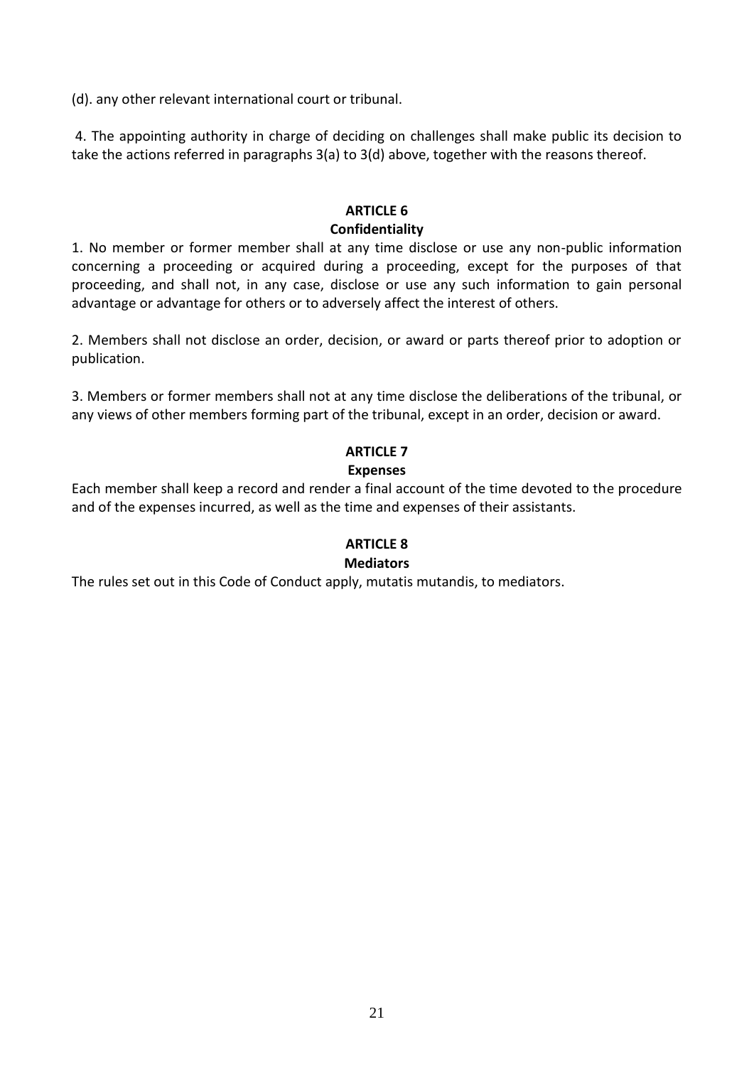(d). any other relevant international court or tribunal.

4. The appointing authority in charge of deciding on challenges shall make public its decision to take the actions referred in paragraphs 3(a) to 3(d) above, together with the reasons thereof.

## ARTICLE 6

### Confidentiality

1. No member or former member shall at any time disclose or use any non-public information concerning a proceeding or acquired during a proceeding, except for the purposes of that proceeding, and shall not, in any case, disclose or use any such information to gain personal advantage or advantage for others or to adversely affect the interest of others.

2. Members shall not disclose an order, decision, or award or parts thereof prior to adoption or publication.

3. Members or former members shall not at any time disclose the deliberations of the tribunal, or any views of other members forming part of the tribunal, except in an order, decision or award.

## ARTICLE 7

### Expenses

Each member shall keep a record and render a final account of the time devoted to the procedure and of the expenses incurred, as well as the time and expenses of their assistants.

## ARTICLE 8

### Mediators

The rules set out in this Code of Conduct apply, mutatis mutandis, to mediators.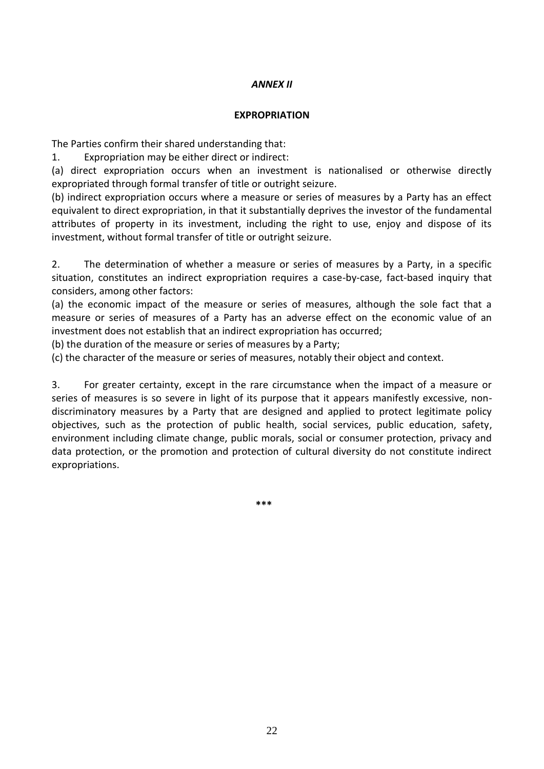***ANNEX II***

**EXPROPRIATION**

The Parties confirm their shared understanding that:

1. Expropriation may be either direct or indirect:

(a) direct expropriation occurs when an investment is nationalised or otherwise directly expropriated through formal transfer of title or outright seizure.

(b) indirect expropriation occurs where a measure or series of measures by a Party has an effect equivalent to direct expropriation, in that it substantially deprives the investor of the fundamental attributes of property in its investment, including the right to use, enjoy and dispose of its investment, without formal transfer of title or outright seizure.

2. The determination of whether a measure or series of measures by a Party, in a specific situation, constitutes an indirect expropriation requires a case-by-case, fact-based inquiry that considers, among other factors:

(a) the economic impact of the measure or series of measures, although the sole fact that a measure or series of measures of a Party has an adverse effect on the economic value of an investment does not establish that an indirect expropriation has occurred;

(b) the duration of the measure or series of measures by a Party;

(c) the character of the measure or series of measures, notably their object and context.

3. For greater certainty, except in the rare circumstance when the impact of a measure or series of measures is so severe in light of its purpose that it appears manifestly excessive, non-discriminatory measures by a Party that are designed and applied to protect legitimate policy objectives, such as the protection of public health, social services, public education, safety, environment including climate change, public morals, social or consumer protection, privacy and data protection, or the promotion and protection of cultural diversity do not constitute indirect expropriations.

***